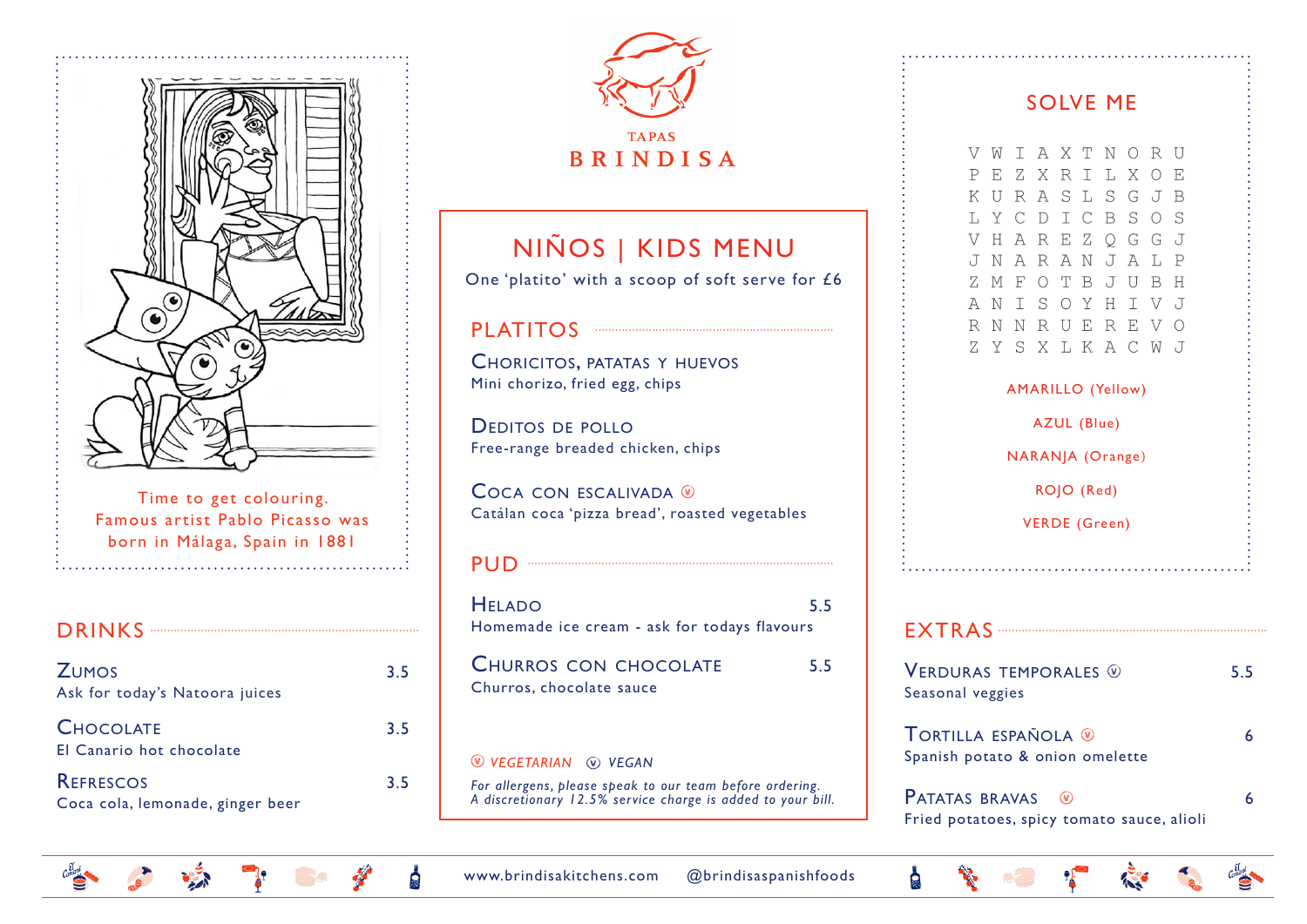Time to get colouring.
Famous artist Pablo Picasso was born in Málaga, Spain in 1881

## DRINKS

**Zumos** 3.5
Ask for today's Natoora juices

**Chocolate** 3.5
El Canario hot chocolate

**Refrescos** 3.5
Coca cola, lemonade, ginger beer

TAPAS
BRINDISA

## NIÑOS | KIDS MENU

One 'platito' with a scoop of soft serve for £6

### PLATITOS

**Choricitos, patatas y huevos**
Mini chorizo, fried egg, chips

**Deditos de pollo**
Free-range breaded chicken, chips

**Coca con escalivada** ⓥ
Catálan coca 'pizza bread', roasted vegetables

### PUD

**Helado** 5.5
Homemade ice cream - ask for todays flavours

**Churros con chocolate** 5.5
Churros, chocolate sauce

*ⓥ VEGETARIAN ⓥ VEGAN*

*For allergens, please speak to our team before ordering.*
*A discretionary 12.5% service charge is added to your bill.*

## SOLVE ME

```
V W I A X T N O R U
P E Z X R I L X O E
K U R A S L S G J B
L Y C D I C B S O S
V H A R E Z Q G G J
J N A R A N J A L P
Z M F O T B J U B H
A N I S O Y H I V J
R N N R U E R E V O
Z Y S X L K A C W J
```

AMARILLO (Yellow)

AZUL (Blue)

NARANJA (Orange)

ROJO (Red)

VERDE (Green)

## EXTRAS

**Verduras temporales** ⓥ 5.5
Seasonal veggies

**Tortilla española** ⓥ 6
Spanish potato & onion omelette

**Patatas bravas** ⓥ 6
Fried potatoes, spicy tomato sauce, alioli

www.brindisakitchens.com @brindisaspanishfoods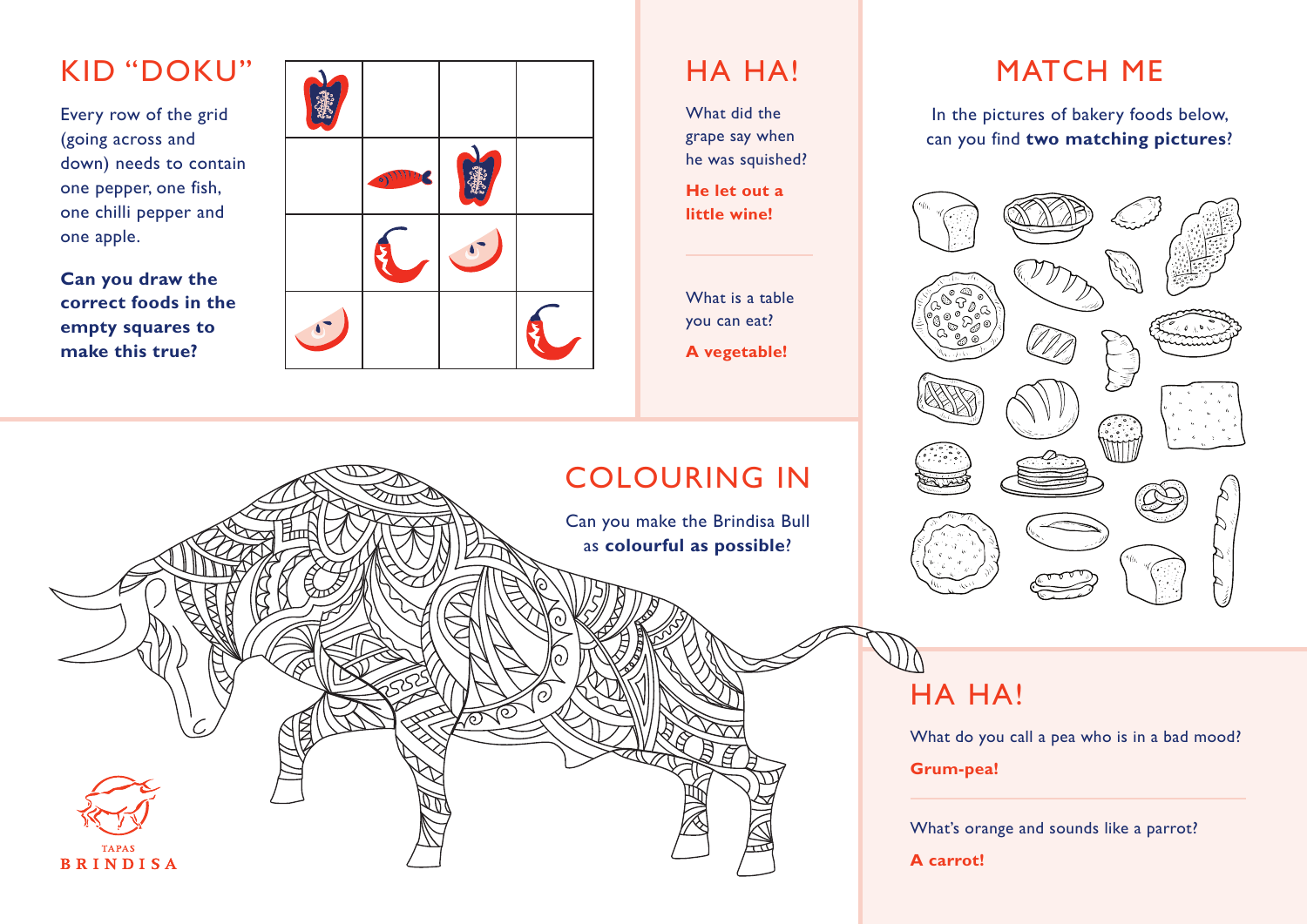## KID "DOKU"

Every row of the grid (going across and down) needs to contain one pepper, one fish, one chilli pepper and one apple.

**Can you draw the correct foods in the empty squares to make this true?**

## HA HA!

What did the grape say when he was squished?

**He let out a little wine!**

What is a table you can eat?

**A vegetable!**

## MATCH ME

In the pictures of bakery foods below, can you find **two matching pictures**?

## COLOURING IN

Can you make the Brindisa Bull as **colourful as possible**?

## HA HA!

What do you call a pea who is in a bad mood?

**Grum-pea!**

What's orange and sounds like a parrot?

**A carrot!**

TAPAS
BRINDISA